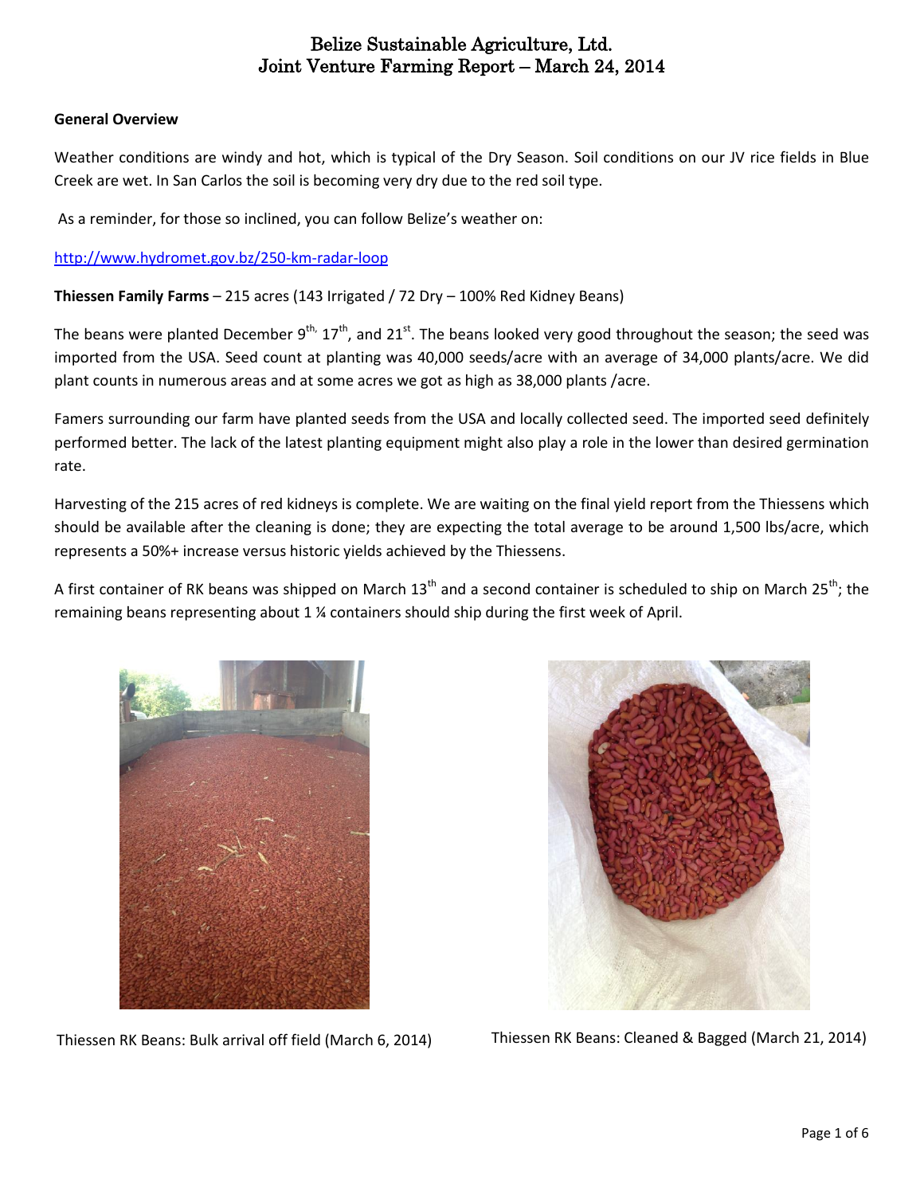# Belize Sustainable Agriculture, Ltd.
# Joint Venture Farming Report – March 24, 2014

**General Overview**

Weather conditions are windy and hot, which is typical of the Dry Season. Soil conditions on our JV rice fields in Blue Creek are wet. In San Carlos the soil is becoming very dry due to the red soil type.

As a reminder, for those so inclined, you can follow Belize's weather on:

http://www.hydromet.gov.bz/250-km-radar-loop

**Thiessen Family Farms** – 215 acres (143 Irrigated / 72 Dry – 100% Red Kidney Beans)

The beans were planted December 9th, 17th, and 21st. The beans looked very good throughout the season; the seed was imported from the USA. Seed count at planting was 40,000 seeds/acre with an average of 34,000 plants/acre. We did plant counts in numerous areas and at some acres we got as high as 38,000 plants /acre.

Famers surrounding our farm have planted seeds from the USA and locally collected seed. The imported seed definitely performed better. The lack of the latest planting equipment might also play a role in the lower than desired germination rate.

Harvesting of the 215 acres of red kidneys is complete. We are waiting on the final yield report from the Thiessens which should be available after the cleaning is done; they are expecting the total average to be around 1,500 lbs/acre, which represents a 50%+ increase versus historic yields achieved by the Thiessens.

A first container of RK beans was shipped on March 13th and a second container is scheduled to ship on March 25th; the remaining beans representing about 1 ¼ containers should ship during the first week of April.

Thiessen RK Beans: Bulk arrival off field (March 6, 2014)

Thiessen RK Beans: Cleaned & Bagged (March 21, 2014)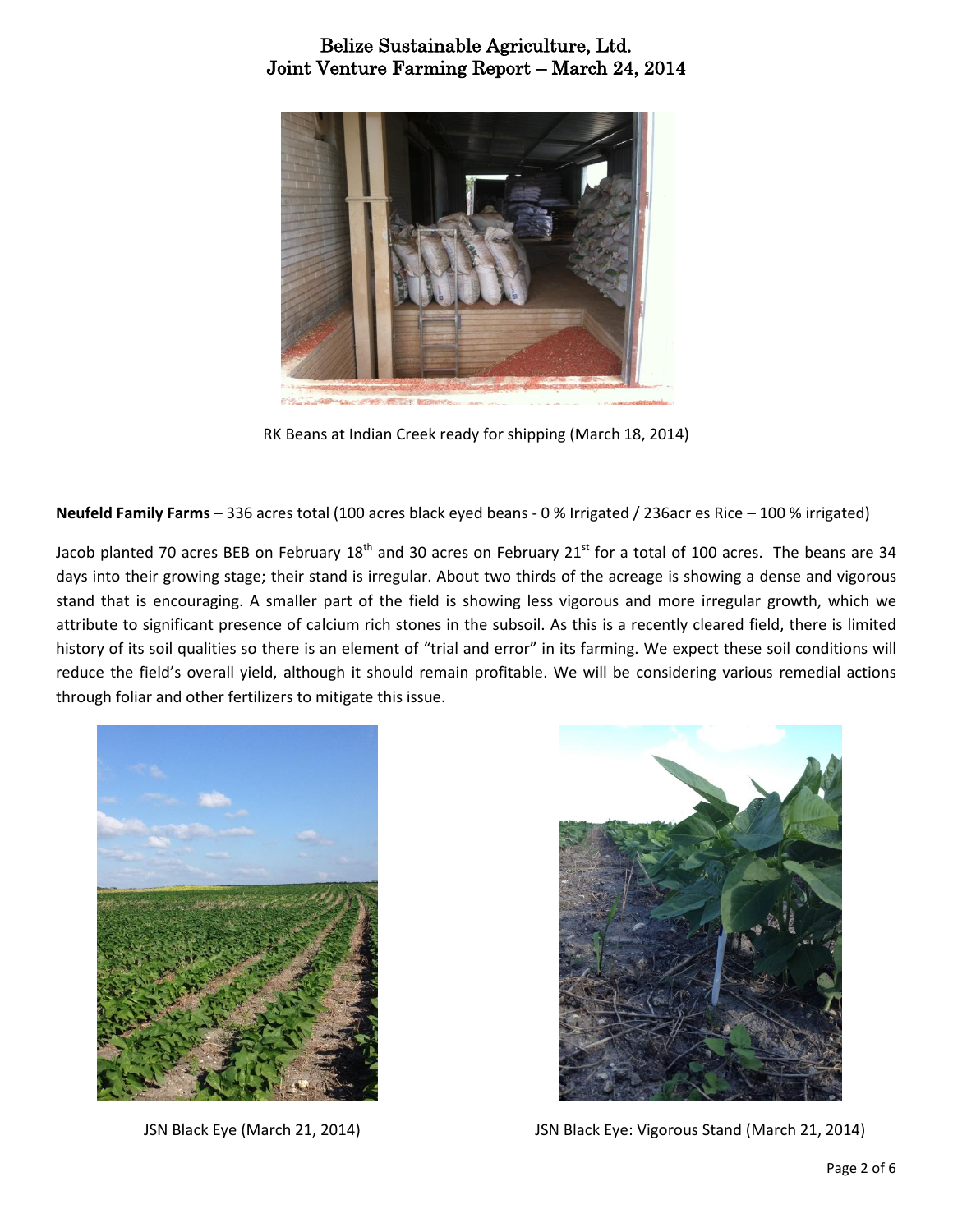# Belize Sustainable Agriculture, Ltd.
# Joint Venture Farming Report – March 24, 2014

RK Beans at Indian Creek ready for shipping (March 18, 2014)

**Neufeld Family Farms** – 336 acres total (100 acres black eyed beans - 0 % Irrigated / 236acr es Rice – 100 % irrigated)

Jacob planted 70 acres BEB on February 18th and 30 acres on February 21st for a total of 100 acres. The beans are 34 days into their growing stage; their stand is irregular. About two thirds of the acreage is showing a dense and vigorous stand that is encouraging. A smaller part of the field is showing less vigorous and more irregular growth, which we attribute to significant presence of calcium rich stones in the subsoil. As this is a recently cleared field, there is limited history of its soil qualities so there is an element of "trial and error" in its farming. We expect these soil conditions will reduce the field's overall yield, although it should remain profitable. We will be considering various remedial actions through foliar and other fertilizers to mitigate this issue.

JSN Black Eye (March 21, 2014)

JSN Black Eye: Vigorous Stand (March 21, 2014)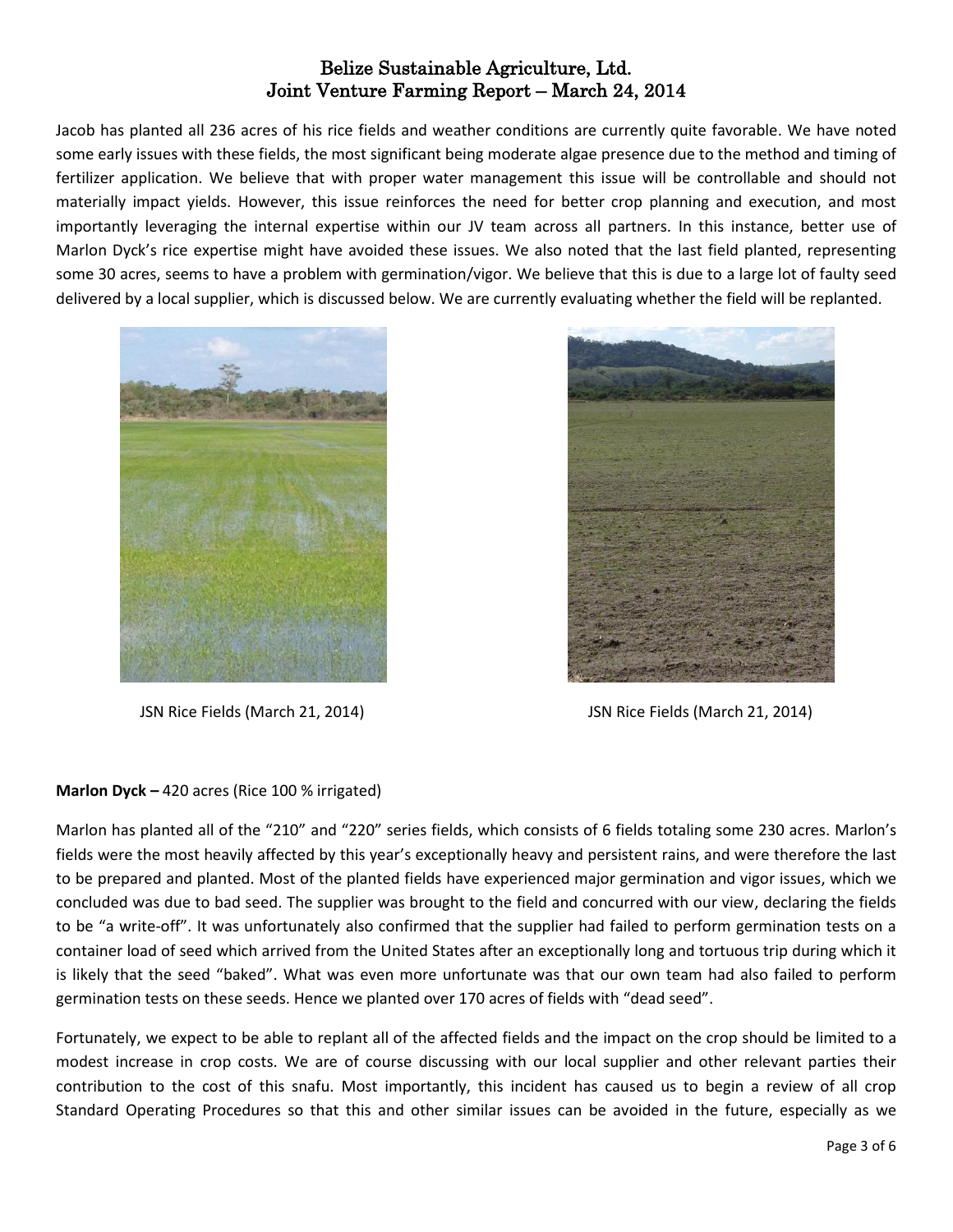# Belize Sustainable Agriculture, Ltd.
# Joint Venture Farming Report – March 24, 2014

Jacob has planted all 236 acres of his rice fields and weather conditions are currently quite favorable. We have noted some early issues with these fields, the most significant being moderate algae presence due to the method and timing of fertilizer application. We believe that with proper water management this issue will be controllable and should not materially impact yields. However, this issue reinforces the need for better crop planning and execution, and most importantly leveraging the internal expertise within our JV team across all partners. In this instance, better use of Marlon Dyck's rice expertise might have avoided these issues. We also noted that the last field planted, representing some 30 acres, seems to have a problem with germination/vigor. We believe that this is due to a large lot of faulty seed delivered by a local supplier, which is discussed below. We are currently evaluating whether the field will be replanted.

JSN Rice Fields (March 21, 2014)

JSN Rice Fields (March 21, 2014)

**Marlon Dyck –** 420 acres (Rice 100 % irrigated)

Marlon has planted all of the "210" and "220" series fields, which consists of 6 fields totaling some 230 acres. Marlon's fields were the most heavily affected by this year's exceptionally heavy and persistent rains, and were therefore the last to be prepared and planted. Most of the planted fields have experienced major germination and vigor issues, which we concluded was due to bad seed. The supplier was brought to the field and concurred with our view, declaring the fields to be "a write-off". It was unfortunately also confirmed that the supplier had failed to perform germination tests on a container load of seed which arrived from the United States after an exceptionally long and tortuous trip during which it is likely that the seed "baked". What was even more unfortunate was that our own team had also failed to perform germination tests on these seeds. Hence we planted over 170 acres of fields with "dead seed".

Fortunately, we expect to be able to replant all of the affected fields and the impact on the crop should be limited to a modest increase in crop costs. We are of course discussing with our local supplier and other relevant parties their contribution to the cost of this snafu. Most importantly, this incident has caused us to begin a review of all crop Standard Operating Procedures so that this and other similar issues can be avoided in the future, especially as we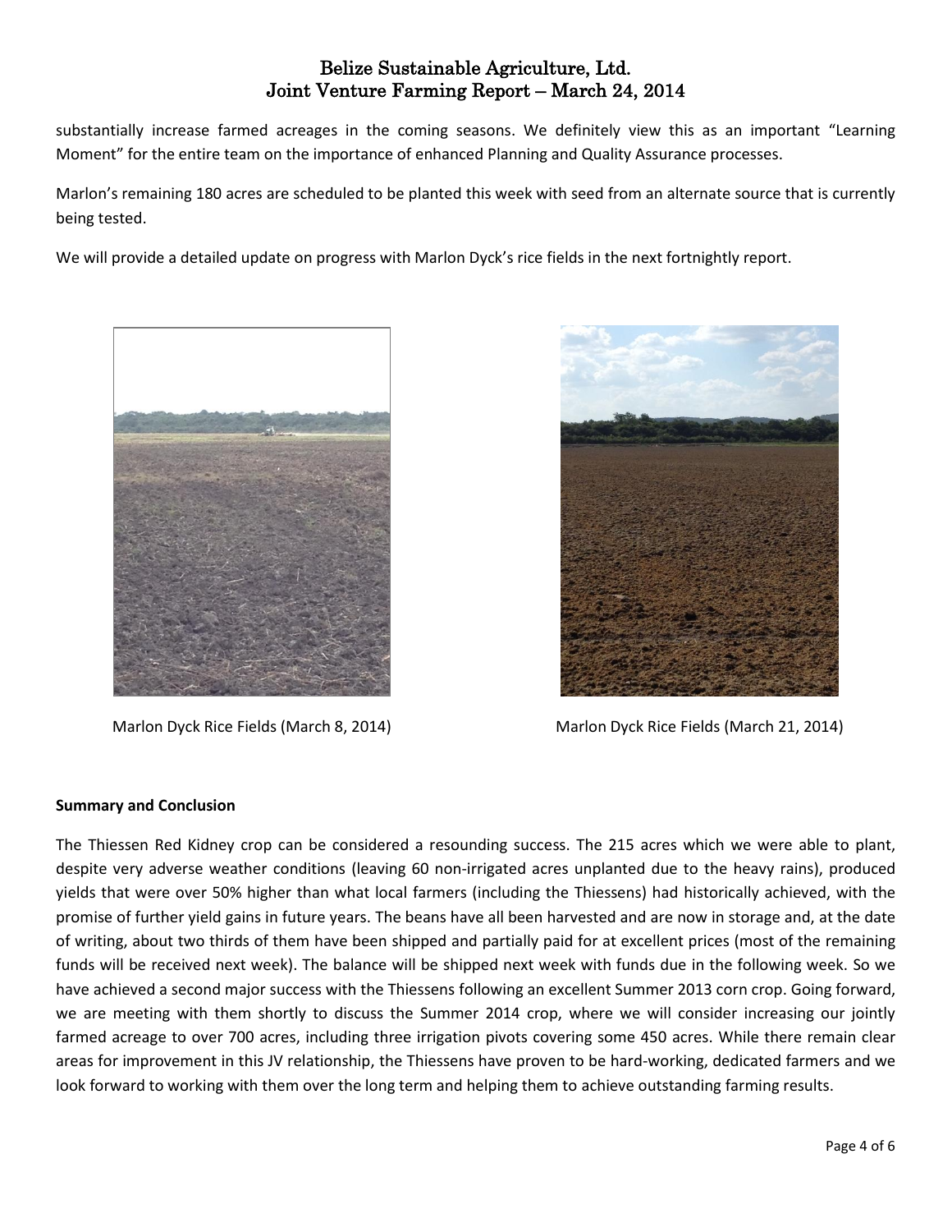substantially increase farmed acreages in the coming seasons. We definitely view this as an important "Learning Moment" for the entire team on the importance of enhanced Planning and Quality Assurance processes.

Marlon's remaining 180 acres are scheduled to be planted this week with seed from an alternate source that is currently being tested.

We will provide a detailed update on progress with Marlon Dyck's rice fields in the next fortnightly report.

Marlon Dyck Rice Fields (March 8, 2014)

Marlon Dyck Rice Fields (March 21, 2014)

**Summary and Conclusion**

The Thiessen Red Kidney crop can be considered a resounding success. The 215 acres which we were able to plant, despite very adverse weather conditions (leaving 60 non-irrigated acres unplanted due to the heavy rains), produced yields that were over 50% higher than what local farmers (including the Thiessens) had historically achieved, with the promise of further yield gains in future years. The beans have all been harvested and are now in storage and, at the date of writing, about two thirds of them have been shipped and partially paid for at excellent prices (most of the remaining funds will be received next week). The balance will be shipped next week with funds due in the following week. So we have achieved a second major success with the Thiessens following an excellent Summer 2013 corn crop. Going forward, we are meeting with them shortly to discuss the Summer 2014 crop, where we will consider increasing our jointly farmed acreage to over 700 acres, including three irrigation pivots covering some 450 acres. While there remain clear areas for improvement in this JV relationship, the Thiessens have proven to be hard-working, dedicated farmers and we look forward to working with them over the long term and helping them to achieve outstanding farming results.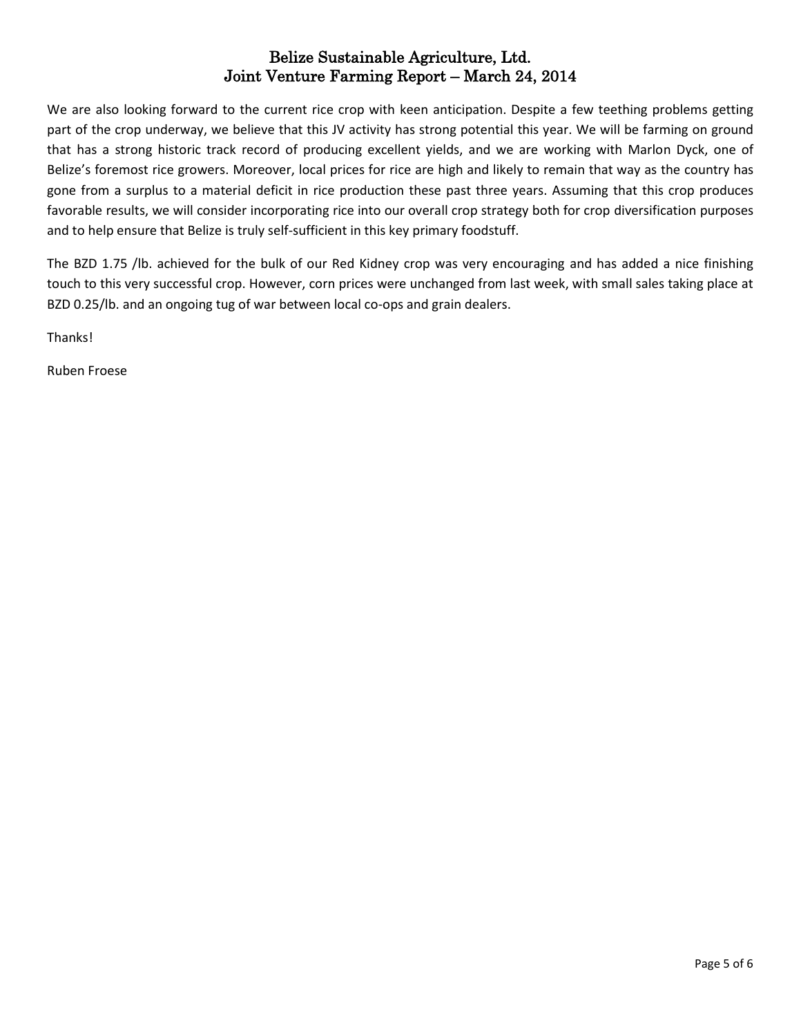We are also looking forward to the current rice crop with keen anticipation. Despite a few teething problems getting part of the crop underway, we believe that this JV activity has strong potential this year. We will be farming on ground that has a strong historic track record of producing excellent yields, and we are working with Marlon Dyck, one of Belize's foremost rice growers. Moreover, local prices for rice are high and likely to remain that way as the country has gone from a surplus to a material deficit in rice production these past three years. Assuming that this crop produces favorable results, we will consider incorporating rice into our overall crop strategy both for crop diversification purposes and to help ensure that Belize is truly self-sufficient in this key primary foodstuff.

The BZD 1.75 /lb. achieved for the bulk of our Red Kidney crop was very encouraging and has added a nice finishing touch to this very successful crop. However, corn prices were unchanged from last week, with small sales taking place at BZD 0.25/lb. and an ongoing tug of war between local co-ops and grain dealers.

Thanks!

Ruben Froese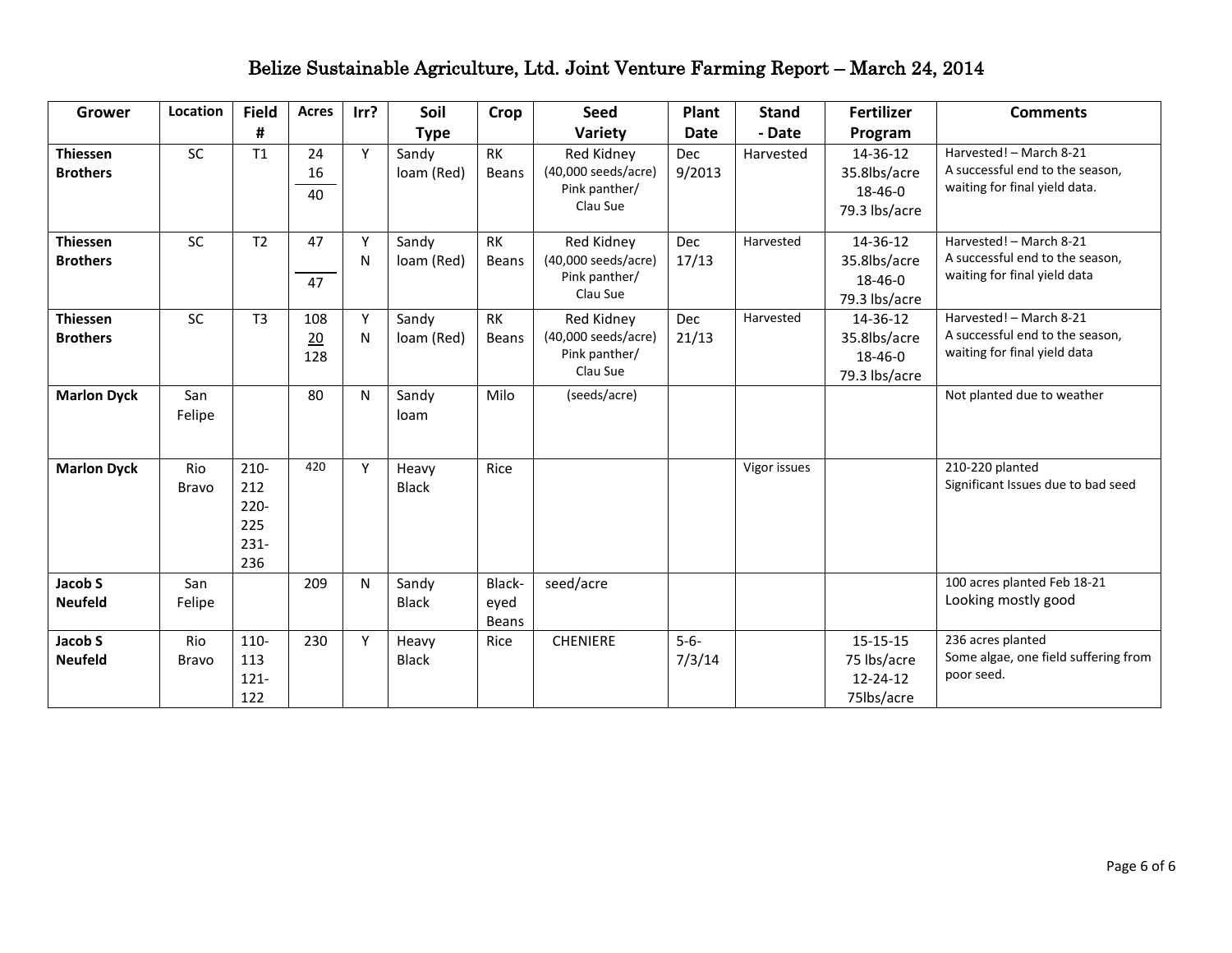# Belize Sustainable Agriculture, Ltd. Joint Venture Farming Report – March 24, 2014

| Grower | Location | Field # | Acres | Irr? | Soil Type | Crop | Seed Variety | Plant Date | Stand - Date | Fertilizer Program | Comments |
|---|---|---|---|---|---|---|---|---|---|---|---|
| **Thiessen Brothers** | SC | T1 | 24<br>16<br>40 | Y | Sandy loam (Red) | RK Beans | Red Kidney<br>(40,000 seeds/acre)<br>Pink panther/<br>Clau Sue | Dec 9/2013 | Harvested | 14-36-12<br>35.8lbs/acre<br>18-46-0<br>79.3 lbs/acre | Harvested! – March 8-21<br>A successful end to the season, waiting for final yield data. |
| **Thiessen Brothers** | SC | T2 | 47<br><br>47 | Y<br>N | Sandy loam (Red) | RK Beans | Red Kidney<br>(40,000 seeds/acre)<br>Pink panther/<br>Clau Sue | Dec 17/13 | Harvested | 14-36-12<br>35.8lbs/acre<br>18-46-0<br>79.3 lbs/acre | Harvested! – March 8-21<br>A successful end to the season, waiting for final yield data |
| **Thiessen Brothers** | SC | T3 | 108<br>20<br>128 | Y<br>N | Sandy loam (Red) | RK Beans | Red Kidney<br>(40,000 seeds/acre)<br>Pink panther/<br>Clau Sue | Dec 21/13 | Harvested | 14-36-12<br>35.8lbs/acre<br>18-46-0<br>79.3 lbs/acre | Harvested! – March 8-21<br>A successful end to the season, waiting for final yield data |
| **Marlon Dyck** | San Felipe | | 80 | N | Sandy loam | Milo | (seeds/acre) | | | | Not planted due to weather |
| **Marlon Dyck** | Rio Bravo | 210-212<br>220-225<br>231-236 | 420 | Y | Heavy Black | Rice | | | Vigor issues | | 210-220 planted<br>Significant Issues due to bad seed |
| **Jacob S Neufeld** | San Felipe | | 209 | N | Sandy Black | Black-eyed Beans | seed/acre | | | | 100 acres planted Feb 18-21<br>Looking mostly good |
| **Jacob S Neufeld** | Rio Bravo | 110-113<br>121-122 | 230 | Y | Heavy Black | Rice | CHENIERE | 5-6-7/3/14 | | 15-15-15<br>75 lbs/acre<br>12-24-12<br>75lbs/acre | 236 acres planted<br>Some algae, one field suffering from poor seed. |